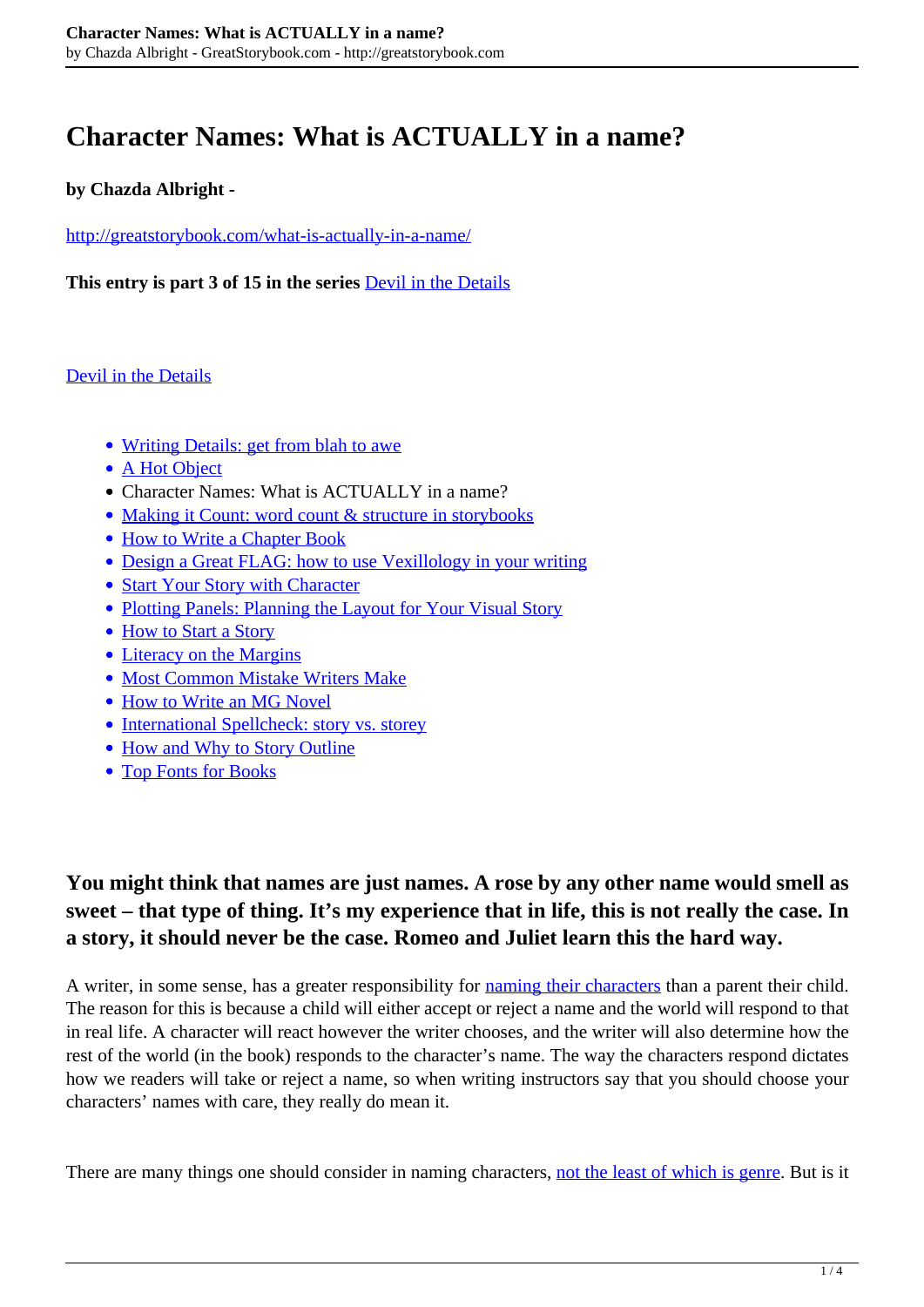# Character Names: What is ACTUALLY in a name?

**by Chazda Albright -**

http://greatstorybook.com/what-is-actually-in-a-name/

**This entry is part 3 of 15 in the series** Devil in the Details

Devil in the Details

- Writing Details: get from blah to awe
- A Hot Object
- Character Names: What is ACTUALLY in a name?
- Making it Count: word count & structure in storybooks
- How to Write a Chapter Book
- Design a Great FLAG: how to use Vexillology in your writing
- Start Your Story with Character
- Plotting Panels: Planning the Layout for Your Visual Story
- How to Start a Story
- Literacy on the Margins
- Most Common Mistake Writers Make
- How to Write an MG Novel
- International Spellcheck: story vs. storey
- How and Why to Story Outline
- Top Fonts for Books

### You might think that names are just names. A rose by any other name would smell as sweet – that type of thing. It's my experience that in life, this is not really the case. In a story, it should never be the case. Romeo and Juliet learn this the hard way.

A writer, in some sense, has a greater responsibility for naming their characters than a parent their child. The reason for this is because a child will either accept or reject a name and the world will respond to that in real life. A character will react however the writer chooses, and the writer will also determine how the rest of the world (in the book) responds to the character's name. The way the characters respond dictates how we readers will take or reject a name, so when writing instructors say that you should choose your characters' names with care, they really do mean it.

There are many things one should consider in naming characters, not the least of which is genre. But is it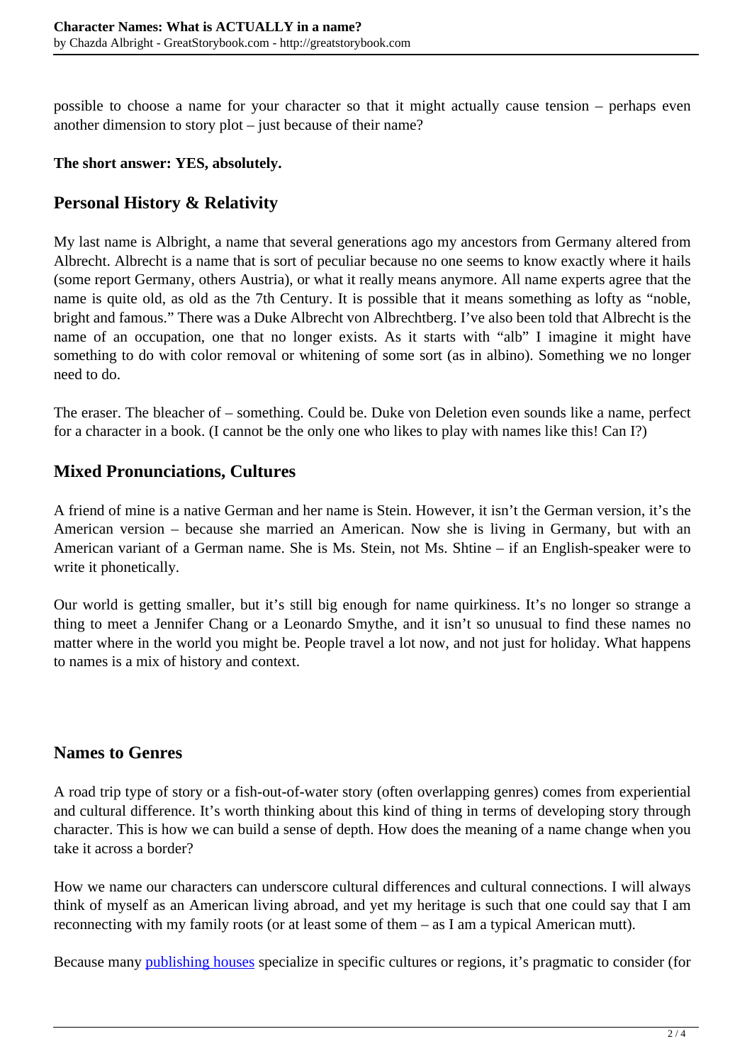possible to choose a name for your character so that it might actually cause tension – perhaps even another dimension to story plot – just because of their name?

**The short answer: YES, absolutely.**

## Personal History & Relativity

My last name is Albright, a name that several generations ago my ancestors from Germany altered from Albrecht. Albrecht is a name that is sort of peculiar because no one seems to know exactly where it hails (some report Germany, others Austria), or what it really means anymore. All name experts agree that the name is quite old, as old as the 7th Century. It is possible that it means something as lofty as "noble, bright and famous." There was a Duke Albrecht von Albrechtberg. I've also been told that Albrecht is the name of an occupation, one that no longer exists. As it starts with "alb" I imagine it might have something to do with color removal or whitening of some sort (as in albino). Something we no longer need to do.

The eraser. The bleacher of – something. Could be. Duke von Deletion even sounds like a name, perfect for a character in a book. (I cannot be the only one who likes to play with names like this! Can I?)

## Mixed Pronunciations, Cultures

A friend of mine is a native German and her name is Stein. However, it isn't the German version, it's the American version – because she married an American. Now she is living in Germany, but with an American variant of a German name. She is Ms. Stein, not Ms. Shtine – if an English-speaker were to write it phonetically.

Our world is getting smaller, but it's still big enough for name quirkiness. It's no longer so strange a thing to meet a Jennifer Chang or a Leonardo Smythe, and it isn't so unusual to find these names no matter where in the world you might be. People travel a lot now, and not just for holiday. What happens to names is a mix of history and context.

## Names to Genres

A road trip type of story or a fish-out-of-water story (often overlapping genres) comes from experiential and cultural difference. It's worth thinking about this kind of thing in terms of developing story through character. This is how we can build a sense of depth. How does the meaning of a name change when you take it across a border?

How we name our characters can underscore cultural differences and cultural connections. I will always think of myself as an American living abroad, and yet my heritage is such that one could say that I am reconnecting with my family roots (or at least some of them – as I am a typical American mutt).

Because many publishing houses specialize in specific cultures or regions, it's pragmatic to consider (for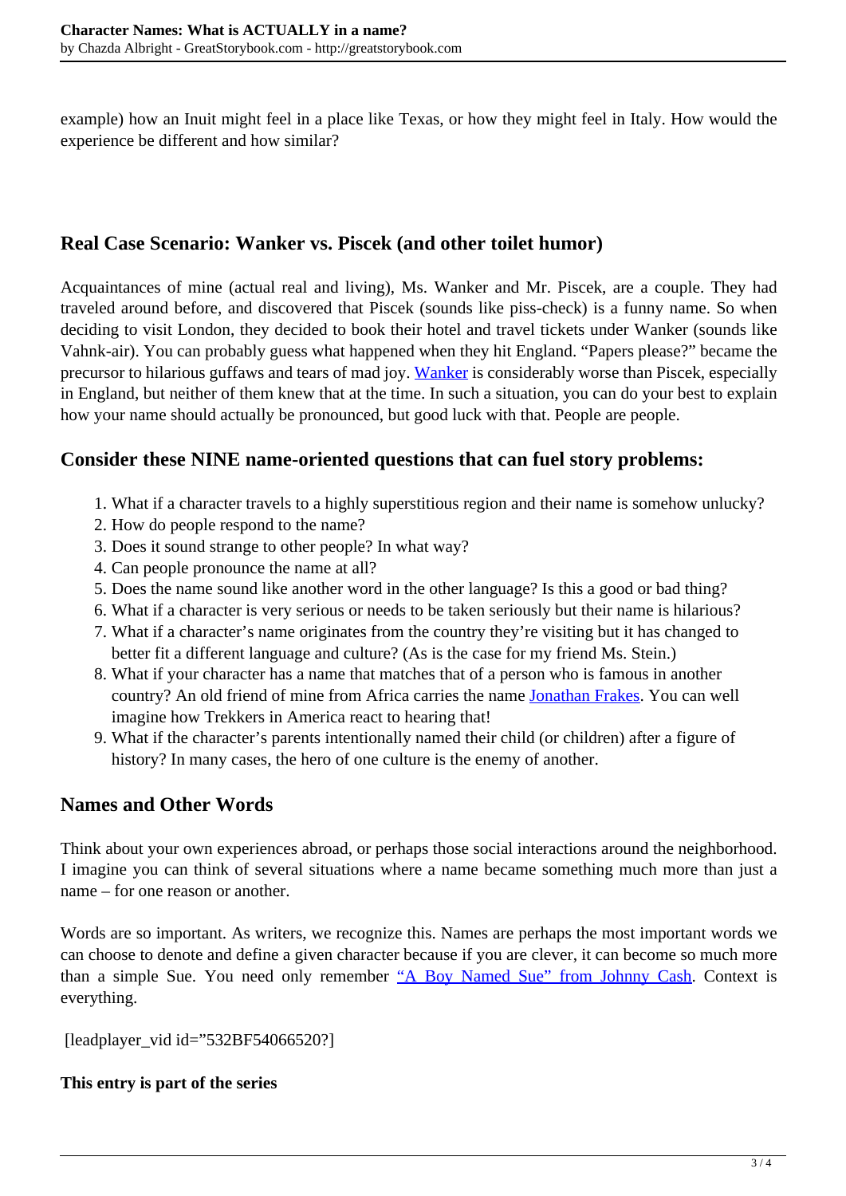example) how an Inuit might feel in a place like Texas, or how they might feel in Italy. How would the experience be different and how similar?

## Real Case Scenario: Wanker vs. Piscek (and other toilet humor)

Acquaintances of mine (actual real and living), Ms. Wanker and Mr. Piscek, are a couple. They had traveled around before, and discovered that Piscek (sounds like piss-check) is a funny name. So when deciding to visit London, they decided to book their hotel and travel tickets under Wanker (sounds like Vahnk-air). You can probably guess what happened when they hit England. "Papers please?" became the precursor to hilarious guffaws and tears of mad joy. Wanker is considerably worse than Piscek, especially in England, but neither of them knew that at the time. In such a situation, you can do your best to explain how your name should actually be pronounced, but good luck with that. People are people.

## Consider these NINE name-oriented questions that can fuel story problems:

1. What if a character travels to a highly superstitious region and their name is somehow unlucky?
2. How do people respond to the name?
3. Does it sound strange to other people? In what way?
4. Can people pronounce the name at all?
5. Does the name sound like another word in the other language? Is this a good or bad thing?
6. What if a character is very serious or needs to be taken seriously but their name is hilarious?
7. What if a character's name originates from the country they're visiting but it has changed to better fit a different language and culture? (As is the case for my friend Ms. Stein.)
8. What if your character has a name that matches that of a person who is famous in another country? An old friend of mine from Africa carries the name Jonathan Frakes. You can well imagine how Trekkers in America react to hearing that!
9. What if the character's parents intentionally named their child (or children) after a figure of history? In many cases, the hero of one culture is the enemy of another.

## Names and Other Words

Think about your own experiences abroad, or perhaps those social interactions around the neighborhood. I imagine you can think of several situations where a name became something much more than just a name – for one reason or another.

Words are so important. As writers, we recognize this. Names are perhaps the most important words we can choose to denote and define a given character because if you are clever, it can become so much more than a simple Sue. You need only remember "A Boy Named Sue" from Johnny Cash. Context is everything.

[leadplayer_vid id="532BF54066520?]

**This entry is part of the series**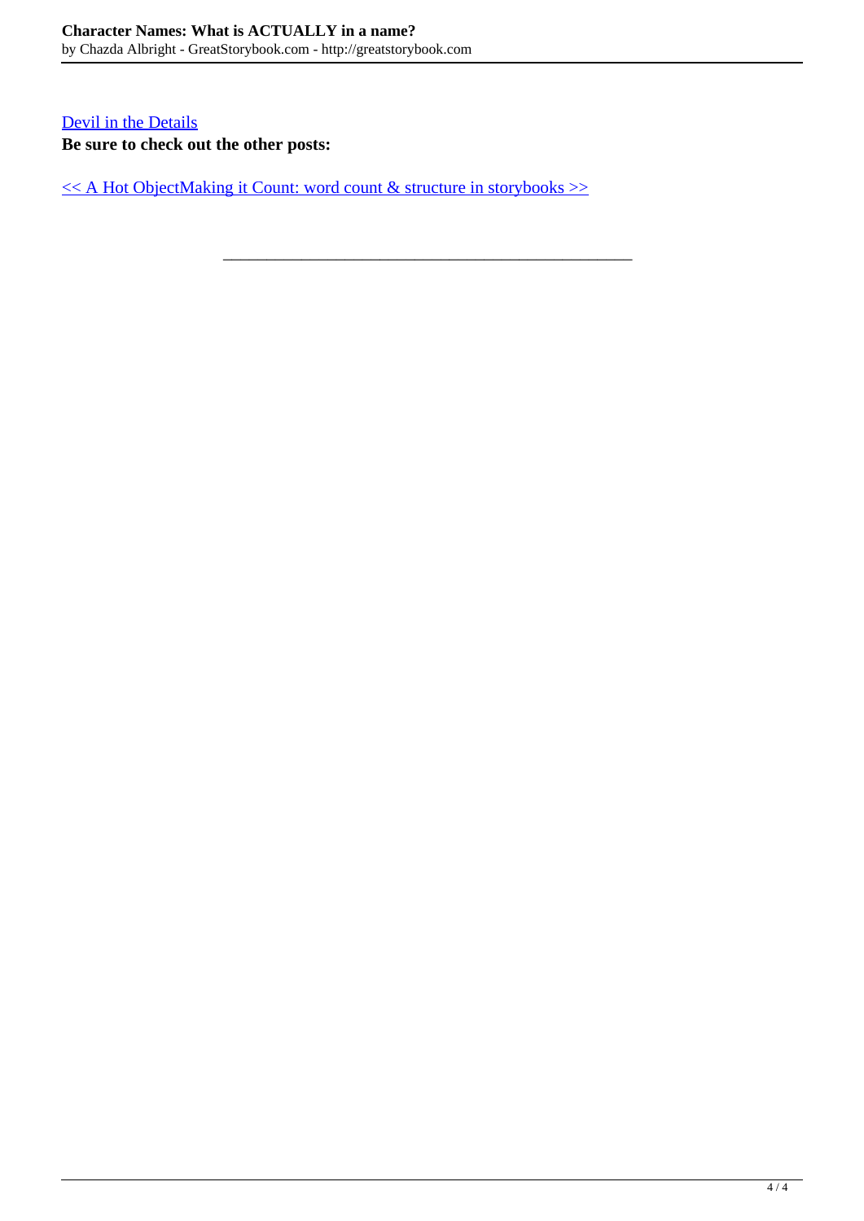[Devil in the Details](#)

**Be sure to check out the other posts:**

[<< A Hot Object](#)[Making it Count: word count & structure in storybooks >>](#)

---